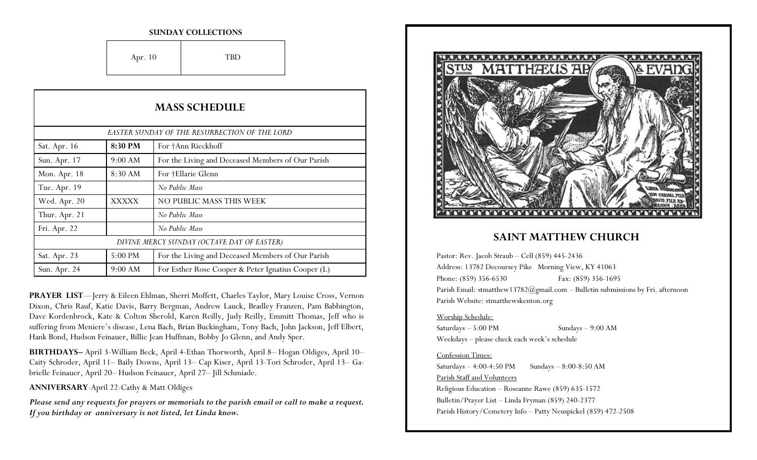**SUNDAY COLLECTIONS**

| Apr. 10 | TBD |
|---|---|

## MASS SCHEDULE

| | | |
|---|---|---|
| *EASTER SUNDAY OF THE RESURRECTION OF THE LORD* | | |
| Sat. Apr. 16 | **8:30 PM** | For †Ann Rieckhoff |
| Sun. Apr. 17 | 9:00 AM | For the Living and Deceased Members of Our Parish |
| Mon. Apr. 18 | 8:30 AM | For †Ellarie Glenn |
| Tue. Apr. 19 | | *No Public Mass* |
| Wed. Apr. 20 | XXXXX | NO PUBLIC MASS THIS WEEK |
| Thur. Apr. 21 | | *No Public Mass* |
| Fri. Apr. 22 | | *No Public Mass* |
| *DIVINE MERCY SUNDAY (OCTAVE DAY OF EASTER)* | | |
| Sat. Apr. 23 | 5:00 PM | For the Living and Deceased Members of Our Parish |
| Sun. Apr. 24 | 9:00 AM | For Esther Rose Cooper & Peter Ignatius Cooper (L) |

**PRAYER LIST**—Jerry & Eileen Ehlman, Sherri Moffett, Charles Taylor, Mary Louise Cross, Vernon Dixon, Chris Rauf, Katie Davis, Barry Bergman, Andrew Lauck, Bradley Franzen, Pam Babbington, Dave Kordenbrock, Kate & Colton Sherold, Karen Reilly, Judy Reilly, Emmitt Thomas, Jeff who is suffering from Meniere's disease, Lena Bach, Brian Buckingham, Tony Bach, John Jackson, Jeff Elbert, Hank Bond, Hudson Feinauer, Billie Jean Huffman, Bobby Jo Glenn, and Andy Sper.

**BIRTHDAYS–** April 3-William Beck, April 4-Ethan Thorworth, April 8– Hogan Oldiges, April 10– Caity Schroder, April 11– Baily Downs, April 13– Cap Kiser, April 13-Tori Schroder, April 13– Gabrielle Feinauer, April 20– Hudson Feinauer, April 27– Jill Schmiade.

**ANNIVERSARY**-April 22-Cathy & Matt Oldiges

***Please send any requests for prayers or memorials to the parish email or call to make a request. If you birthday or anniversary is not listed, let Linda know.***

## SAINT MATTHEW CHURCH

Pastor: Rev. Jacob Straub – Cell (859) 445-2436

Address: 13782 Decoursey Pike Morning View, KY 41063

Phone: (859) 356-6530 Fax: (859) 356-1695

Parish Email: stmatthew13782@gmail.com – Bulletin submissions by Fri. afternoon

Parish Website: stmatthewskenton.org

Worship Schedule:

Saturdays – 5:00 PM Sundays – 9:00 AM

Weekdays – please check each week's schedule

Confession Times:

Saturdays – 4:00-4:50 PM Sundays – 8:00-8:50 AM

Parish Staff and Volunteers

Religious Education – Roseanne Rawe (859) 635-1572

Bulletin/Prayer List – Linda Fryman (859) 240-2377

Parish History/Cemetery Info – Patty Neuspickel (859) 472-2508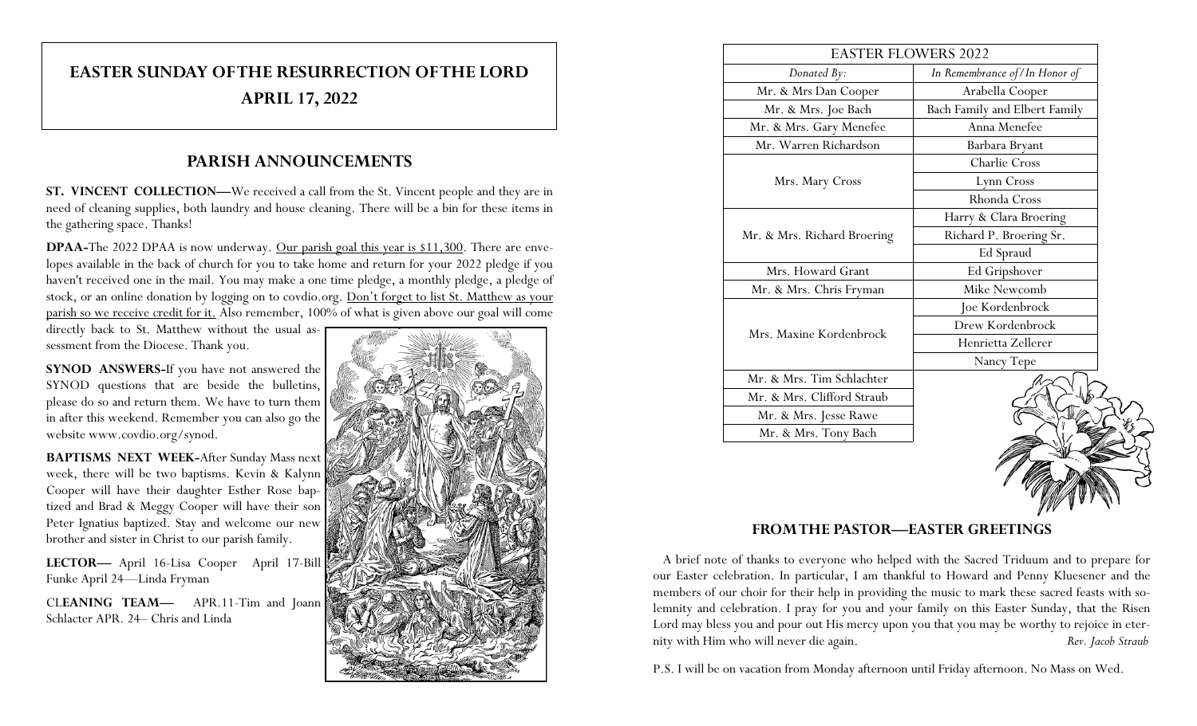# EASTER SUNDAY OF THE RESURRECTION OF THE LORD

## APRIL 17, 2022

## PARISH ANNOUNCEMENTS

**ST. VINCENT COLLECTION—**We received a call from the St. Vincent people and they are in need of cleaning supplies, both laundry and house cleaning. There will be a bin for these items in the gathering space. Thanks!

**DPAA-**The 2022 DPAA is now underway. Our parish goal this year is $11,300. There are envelopes available in the back of church for you to take home and return for your 2022 pledge if you haven't received one in the mail. You may make a one time pledge, a monthly pledge, a pledge of stock, or an online donation by logging on to covdio.org. Don't forget to list St. Matthew as your parish so we receive credit for it. Also remember, 100% of what is given above our goal will come directly back to St. Matthew without the usual assessment from the Diocese. Thank you.

**SYNOD ANSWERS-**If you have not answered the SYNOD questions that are beside the bulletins, please do so and return them. We have to turn them in after this weekend. Remember you can also go the website www.covdio.org/synod.

**BAPTISMS NEXT WEEK-**After Sunday Mass next week, there will be two baptisms. Kevin & Kalynn Cooper will have their daughter Esther Rose baptized and Brad & Meggy Cooper will have their son Peter Ignatius baptized. Stay and welcome our new brother and sister in Christ to our parish family.

**LECTOR—** April 16-Lisa Cooper April 17-Bill Funke April 24—Linda Fryman

**CLEANING TEAM—** APR.11-Tim and Joann Schlacter APR. 24– Chris and Linda

| EASTER FLOWERS 2022 | |
|---|---|
| *Donated By:* | *In Remembrance of/In Honor of* |
| Mr. & Mrs Dan Cooper | Arabella Cooper |
| Mr. & Mrs. Joe Bach | Bach Family and Elbert Family |
| Mr. & Mrs. Gary Menefee | Anna Menefee |
| Mr. Warren Richardson | Barbara Bryant |
| Mrs. Mary Cross | Charlie Cross |
| | Lynn Cross |
| | Rhonda Cross |
| Mr. & Mrs. Richard Broering | Harry & Clara Broering |
| | Richard P. Broering Sr. |
| | Ed Spraud |
| Mrs. Howard Grant | Ed Gripshover |
| Mr. & Mrs. Chris Fryman | Mike Newcomb |
| Mrs. Maxine Kordenbrock | Joe Kordenbrock |
| | Drew Kordenbrock |
| | Henrietta Zellerer |
| | Nancy Tepe |
| Mr. & Mrs. Tim Schlachter | |
| Mr. & Mrs. Clifford Straub | |
| Mr. & Mrs. Jesse Rawe | |
| Mr. & Mrs. Tony Bach | |

## FROM THE PASTOR—EASTER GREETINGS

A brief note of thanks to everyone who helped with the Sacred Triduum and to prepare for our Easter celebration. In particular, I am thankful to Howard and Penny Kluesener and the members of our choir for their help in providing the music to mark these sacred feasts with solemnity and celebration. I pray for you and your family on this Easter Sunday, that the Risen Lord may bless you and pour out His mercy upon you that you may be worthy to rejoice in eternity with Him who will never die again. *Rev. Jacob Straub*

P.S. I will be on vacation from Monday afternoon until Friday afternoon. No Mass on Wed.